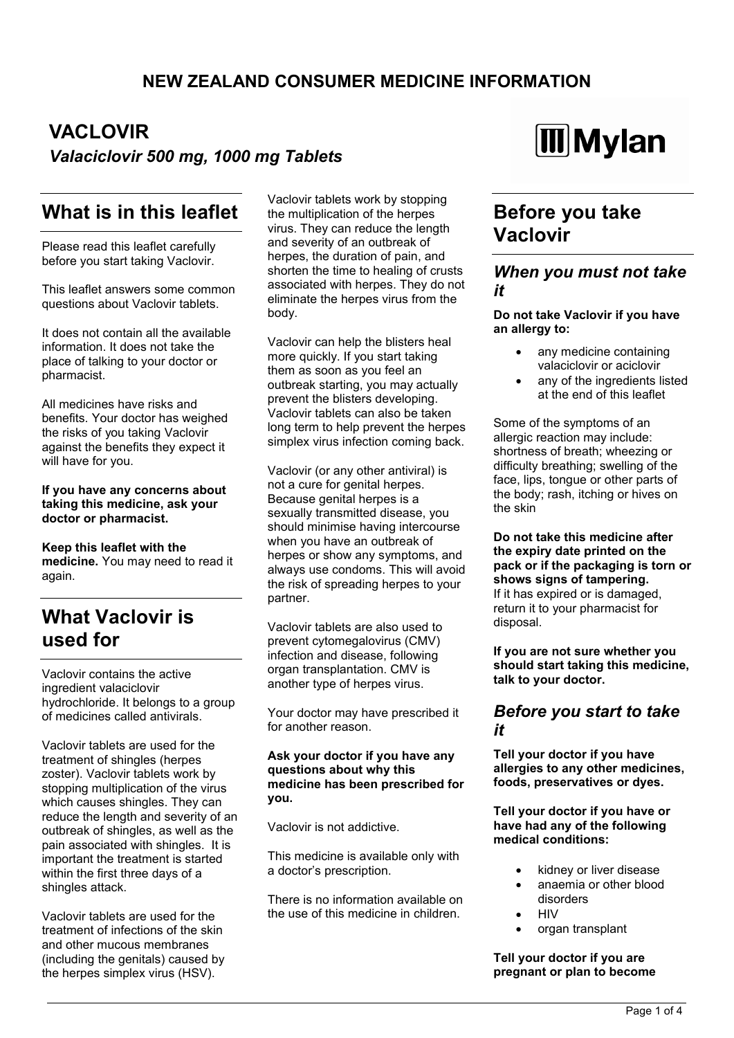# NEW ZEALAND CONSUMER MEDICINE INFORMATION

## VACLOVIR

***Valaciclovir 500 mg, 1000 mg Tablets***

Mylan

## What is in this leaflet

Please read this leaflet carefully before you start taking Vaclovir.

This leaflet answers some common questions about Vaclovir tablets.

It does not contain all the available information. It does not take the place of talking to your doctor or pharmacist.

All medicines have risks and benefits. Your doctor has weighed the risks of you taking Vaclovir against the benefits they expect it will have for you.

**If you have any concerns about taking this medicine, ask your doctor or pharmacist.**

**Keep this leaflet with the medicine.** You may need to read it again.

## What Vaclovir is used for

Vaclovir contains the active ingredient valaciclovir hydrochloride. It belongs to a group of medicines called antivirals.

Vaclovir tablets are used for the treatment of shingles (herpes zoster). Vaclovir tablets work by stopping multiplication of the virus which causes shingles. They can reduce the length and severity of an outbreak of shingles, as well as the pain associated with shingles. It is important the treatment is started within the first three days of a shingles attack.

Vaclovir tablets are used for the treatment of infections of the skin and other mucous membranes (including the genitals) caused by the herpes simplex virus (HSV).

Vaclovir tablets work by stopping the multiplication of the herpes virus. They can reduce the length and severity of an outbreak of herpes, the duration of pain, and shorten the time to healing of crusts associated with herpes. They do not eliminate the herpes virus from the body.

Vaclovir can help the blisters heal more quickly. If you start taking them as soon as you feel an outbreak starting, you may actually prevent the blisters developing. Vaclovir tablets can also be taken long term to help prevent the herpes simplex virus infection coming back.

Vaclovir (or any other antiviral) is not a cure for genital herpes. Because genital herpes is a sexually transmitted disease, you should minimise having intercourse when you have an outbreak of herpes or show any symptoms, and always use condoms. This will avoid the risk of spreading herpes to your partner.

Vaclovir tablets are also used to prevent cytomegalovirus (CMV) infection and disease, following organ transplantation. CMV is another type of herpes virus.

Your doctor may have prescribed it for another reason.

**Ask your doctor if you have any questions about why this medicine has been prescribed for you.**

Vaclovir is not addictive.

This medicine is available only with a doctor's prescription.

There is no information available on the use of this medicine in children.

## Before you take Vaclovir

### *When you must not take it*

**Do not take Vaclovir if you have an allergy to:**

- any medicine containing valaciclovir or aciclovir
- any of the ingredients listed at the end of this leaflet

Some of the symptoms of an allergic reaction may include: shortness of breath; wheezing or difficulty breathing; swelling of the face, lips, tongue or other parts of the body; rash, itching or hives on the skin

**Do not take this medicine after the expiry date printed on the pack or if the packaging is torn or shows signs of tampering.**
If it has expired or is damaged, return it to your pharmacist for disposal.

**If you are not sure whether you should start taking this medicine, talk to your doctor.**

### *Before you start to take it*

**Tell your doctor if you have allergies to any other medicines, foods, preservatives or dyes.**

**Tell your doctor if you have or have had any of the following medical conditions:**

- kidney or liver disease
- anaemia or other blood disorders
- HIV
- organ transplant

**Tell your doctor if you are pregnant or plan to become**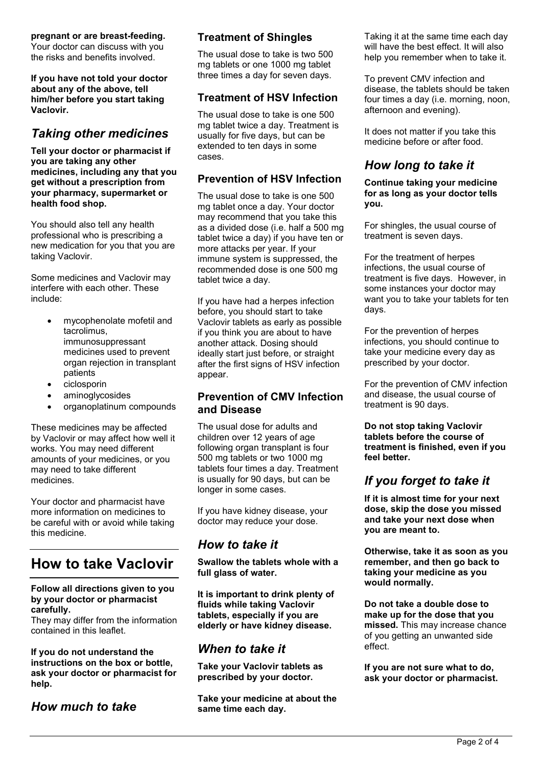**pregnant or are breast-feeding.** Your doctor can discuss with you the risks and benefits involved.

**If you have not told your doctor about any of the above, tell him/her before you start taking Vaclovir.**

## *Taking other medicines*

**Tell your doctor or pharmacist if you are taking any other medicines, including any that you get without a prescription from your pharmacy, supermarket or health food shop.**

You should also tell any health professional who is prescribing a new medication for you that you are taking Vaclovir.

Some medicines and Vaclovir may interfere with each other. These include:

- mycophenolate mofetil and tacrolimus, immunosuppressant medicines used to prevent organ rejection in transplant patients
- ciclosporin
- aminoglycosides
- organoplatinum compounds

These medicines may be affected by Vaclovir or may affect how well it works. You may need different amounts of your medicines, or you may need to take different medicines.

Your doctor and pharmacist have more information on medicines to be careful with or avoid while taking this medicine.

# How to take Vaclovir

**Follow all directions given to you by your doctor or pharmacist carefully.**
They may differ from the information contained in this leaflet.

**If you do not understand the instructions on the box or bottle, ask your doctor or pharmacist for help.**

## *How much to take*

### Treatment of Shingles

The usual dose to take is two 500 mg tablets or one 1000 mg tablet three times a day for seven days.

### Treatment of HSV Infection

The usual dose to take is one 500 mg tablet twice a day. Treatment is usually for five days, but can be extended to ten days in some cases.

### Prevention of HSV Infection

The usual dose to take is one 500 mg tablet once a day. Your doctor may recommend that you take this as a divided dose (i.e. half a 500 mg tablet twice a day) if you have ten or more attacks per year. If your immune system is suppressed, the recommended dose is one 500 mg tablet twice a day.

If you have had a herpes infection before, you should start to take Vaclovir tablets as early as possible if you think you are about to have another attack. Dosing should ideally start just before, or straight after the first signs of HSV infection appear.

### Prevention of CMV Infection and Disease

The usual dose for adults and children over 12 years of age following organ transplant is four 500 mg tablets or two 1000 mg tablets four times a day. Treatment is usually for 90 days, but can be longer in some cases.

If you have kidney disease, your doctor may reduce your dose.

## *How to take it*

**Swallow the tablets whole with a full glass of water.**

**It is important to drink plenty of fluids while taking Vaclovir tablets, especially if you are elderly or have kidney disease.**

## *When to take it*

**Take your Vaclovir tablets as prescribed by your doctor.**

**Take your medicine at about the same time each day.**

Taking it at the same time each day will have the best effect. It will also help you remember when to take it.

To prevent CMV infection and disease, the tablets should be taken four times a day (i.e. morning, noon, afternoon and evening).

It does not matter if you take this medicine before or after food.

## *How long to take it*

**Continue taking your medicine for as long as your doctor tells you.**

For shingles, the usual course of treatment is seven days.

For the treatment of herpes infections, the usual course of treatment is five days. However, in some instances your doctor may want you to take your tablets for ten days.

For the prevention of herpes infections, you should continue to take your medicine every day as prescribed by your doctor.

For the prevention of CMV infection and disease, the usual course of treatment is 90 days.

**Do not stop taking Vaclovir tablets before the course of treatment is finished, even if you feel better.**

## *If you forget to take it*

**If it is almost time for your next dose, skip the dose you missed and take your next dose when you are meant to.**

**Otherwise, take it as soon as you remember, and then go back to taking your medicine as you would normally.**

**Do not take a double dose to make up for the dose that you missed.** This may increase chance of you getting an unwanted side effect.

**If you are not sure what to do, ask your doctor or pharmacist.**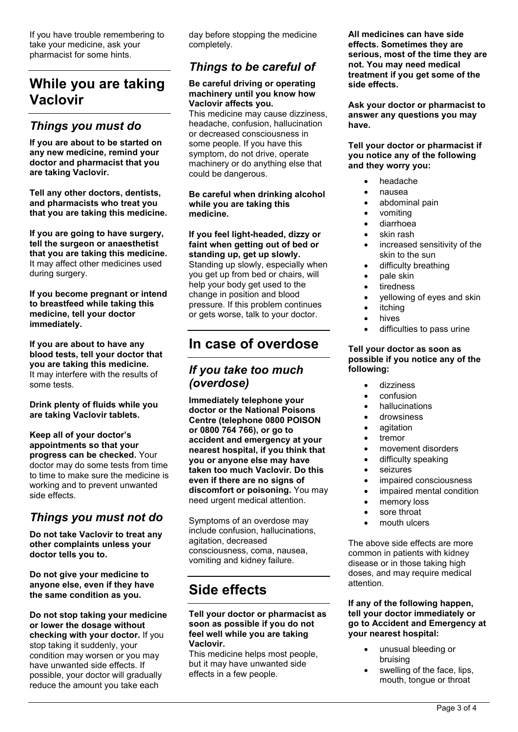If you have trouble remembering to take your medicine, ask your pharmacist for some hints.

# While you are taking Vaclovir

## *Things you must do*

**If you are about to be started on any new medicine, remind your doctor and pharmacist that you are taking Vaclovir.**

**Tell any other doctors, dentists, and pharmacists who treat you that you are taking this medicine.**

**If you are going to have surgery, tell the surgeon or anaesthetist that you are taking this medicine.** It may affect other medicines used during surgery.

**If you become pregnant or intend to breastfeed while taking this medicine, tell your doctor immediately.**

**If you are about to have any blood tests, tell your doctor that you are taking this medicine.** It may interfere with the results of some tests.

**Drink plenty of fluids while you are taking Vaclovir tablets.**

**Keep all of your doctor's appointments so that your progress can be checked.** Your doctor may do some tests from time to time to make sure the medicine is working and to prevent unwanted side effects.

## *Things you must not do*

**Do not take Vaclovir to treat any other complaints unless your doctor tells you to.**

**Do not give your medicine to anyone else, even if they have the same condition as you.**

**Do not stop taking your medicine or lower the dosage without checking with your doctor.** If you stop taking it suddenly, your condition may worsen or you may have unwanted side effects. If possible, your doctor will gradually reduce the amount you take each day before stopping the medicine completely.

## *Things to be careful of*

**Be careful driving or operating machinery until you know how Vaclovir affects you.**
This medicine may cause dizziness, headache, confusion, hallucination or decreased consciousness in some people. If you have this symptom, do not drive, operate machinery or do anything else that could be dangerous.

**Be careful when drinking alcohol while you are taking this medicine.**

**If you feel light-headed, dizzy or faint when getting out of bed or standing up, get up slowly.**
Standing up slowly, especially when you get up from bed or chairs, will help your body get used to the change in position and blood pressure. If this problem continues or gets worse, talk to your doctor.

# In case of overdose

## *If you take too much (overdose)*

**Immediately telephone your doctor or the National Poisons Centre (telephone 0800 POISON or 0800 764 766), or go to accident and emergency at your nearest hospital, if you think that you or anyone else may have taken too much Vaclovir. Do this even if there are no signs of discomfort or poisoning.** You may need urgent medical attention.

Symptoms of an overdose may include confusion, hallucinations, agitation, decreased consciousness, coma, nausea, vomiting and kidney failure.

# Side effects

**Tell your doctor or pharmacist as soon as possible if you do not feel well while you are taking Vaclovir.**
This medicine helps most people, but it may have unwanted side effects in a few people.

**All medicines can have side effects. Sometimes they are serious, most of the time they are not. You may need medical treatment if you get some of the side effects.**

**Ask your doctor or pharmacist to answer any questions you may have.**

**Tell your doctor or pharmacist if you notice any of the following and they worry you:**

- headache
- nausea
- abdominal pain
- vomiting
- diarrhoea
- skin rash
- increased sensitivity of the skin to the sun
- difficulty breathing
- pale skin
- tiredness
- yellowing of eyes and skin
- itching
- hives
- difficulties to pass urine

**Tell your doctor as soon as possible if you notice any of the following:**

- dizziness
- confusion
- hallucinations
- drowsiness
- agitation
- tremor
- movement disorders
- difficulty speaking
- seizures
- impaired consciousness
- impaired mental condition
- memory loss
- sore throat
- mouth ulcers

The above side effects are more common in patients with kidney disease or in those taking high doses, and may require medical attention.

**If any of the following happen, tell your doctor immediately or go to Accident and Emergency at your nearest hospital:**

- unusual bleeding or bruising
- swelling of the face, lips, mouth, tongue or throat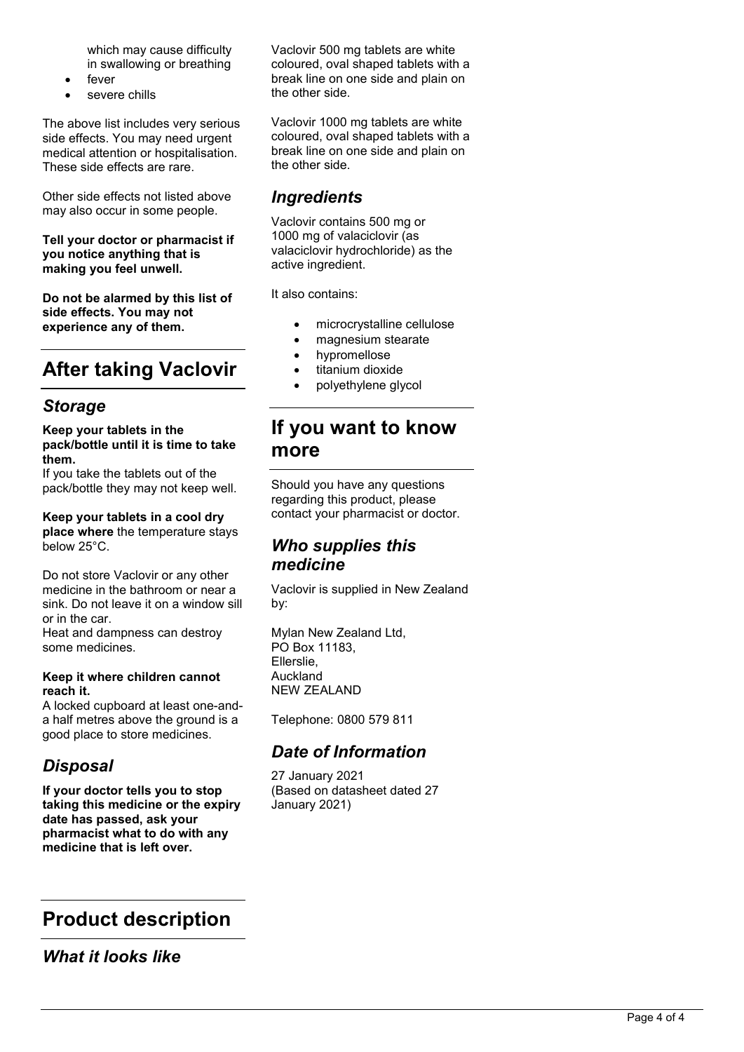which may cause difficulty in swallowing or breathing

- fever
- severe chills

The above list includes very serious side effects. You may need urgent medical attention or hospitalisation. These side effects are rare.

Other side effects not listed above may also occur in some people.

**Tell your doctor or pharmacist if you notice anything that is making you feel unwell.**

**Do not be alarmed by this list of side effects. You may not experience any of them.**

# After taking Vaclovir

## *Storage*

**Keep your tablets in the pack/bottle until it is time to take them.**
If you take the tablets out of the pack/bottle they may not keep well.

**Keep your tablets in a cool dry place where** the temperature stays below 25°C.

Do not store Vaclovir or any other medicine in the bathroom or near a sink. Do not leave it on a window sill or in the car.
Heat and dampness can destroy some medicines.

**Keep it where children cannot reach it.**
A locked cupboard at least one-and-a half metres above the ground is a good place to store medicines.

## *Disposal*

**If your doctor tells you to stop taking this medicine or the expiry date has passed, ask your pharmacist what to do with any medicine that is left over.**

# Product description

## *What it looks like*

Vaclovir 500 mg tablets are white coloured, oval shaped tablets with a break line on one side and plain on the other side.

Vaclovir 1000 mg tablets are white coloured, oval shaped tablets with a break line on one side and plain on the other side.

## *Ingredients*

Vaclovir contains 500 mg or 1000 mg of valaciclovir (as valaciclovir hydrochloride) as the active ingredient.

It also contains:

- microcrystalline cellulose
- magnesium stearate
- hypromellose
- titanium dioxide
- polyethylene glycol

# If you want to know more

Should you have any questions regarding this product, please contact your pharmacist or doctor.

## *Who supplies this medicine*

Vaclovir is supplied in New Zealand by:

Mylan New Zealand Ltd,
PO Box 11183,
Ellerslie,
Auckland
NEW ZEALAND

Telephone: 0800 579 811

## *Date of Information*

27 January 2021
(Based on datasheet dated 27 January 2021)